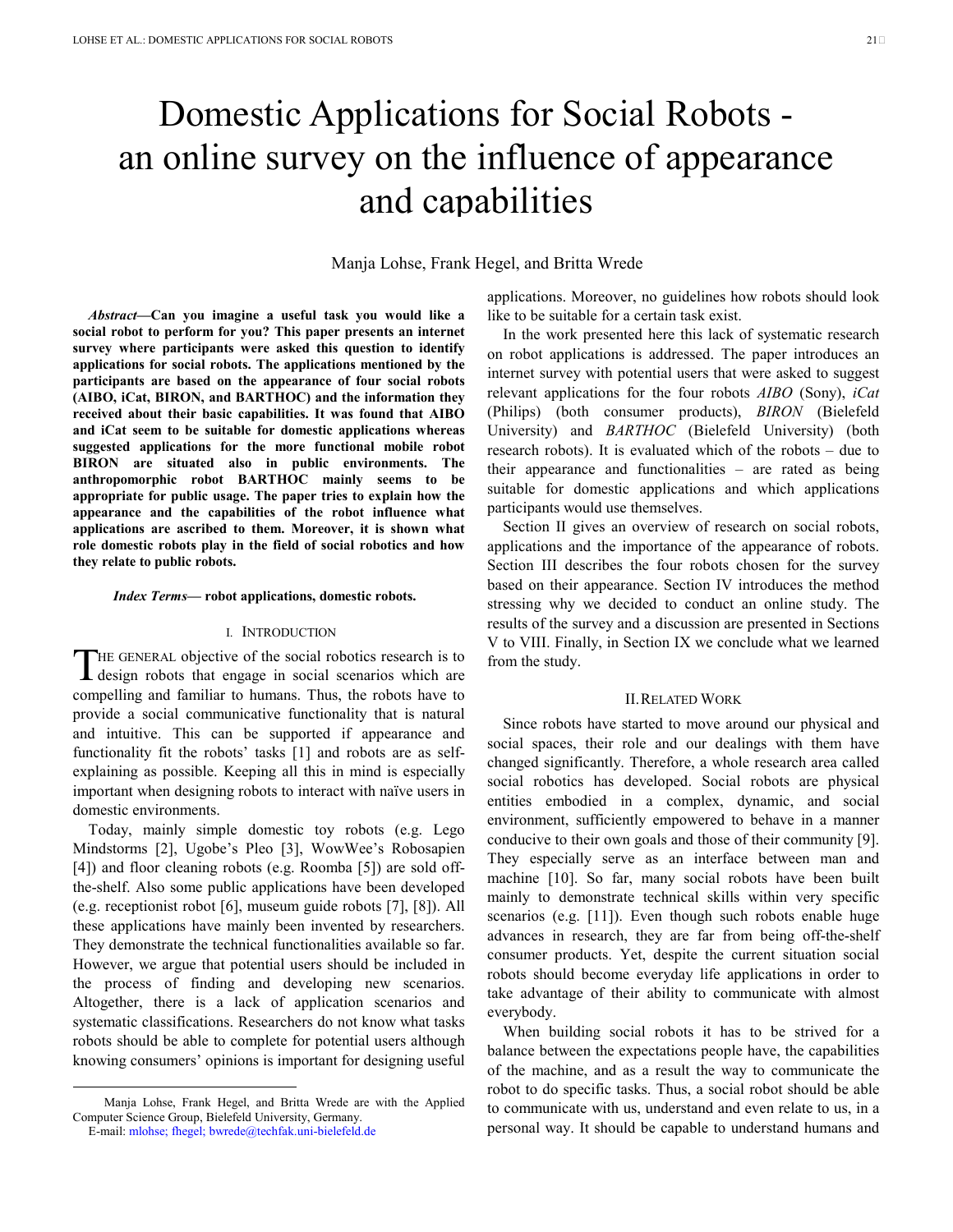# Domestic Applications for Social Robots - an online survey on the influence of appearance and capabilities

Manja Lohse, Frank Hegel, and Britta Wrede

***Abstract*—Can you imagine a useful task you would like a social robot to perform for you? This paper presents an internet survey where participants were asked this question to identify applications for social robots. The applications mentioned by the participants are based on the appearance of four social robots (AIBO, iCat, BIRON, and BARTHOC) and the information they received about their basic capabilities. It was found that AIBO and iCat seem to be suitable for domestic applications whereas suggested applications for the more functional mobile robot BIRON are situated also in public environments. The anthropomorphic robot BARTHOC mainly seems to be appropriate for public usage. The paper tries to explain how the appearance and the capabilities of the robot influence what applications are ascribed to them. Moreover, it is shown what role domestic robots play in the field of social robotics and how they relate to public robots.**

***Index Terms*— robot applications, domestic robots.**

## I. Introduction

The general objective of the social robotics research is to design robots that engage in social scenarios which are compelling and familiar to humans. Thus, the robots have to provide a social communicative functionality that is natural and intuitive. This can be supported if appearance and functionality fit the robots' tasks [1] and robots are as self-explaining as possible. Keeping all this in mind is especially important when designing robots to interact with naïve users in domestic environments.

Today, mainly simple domestic toy robots (e.g. Lego Mindstorms [2], Ugobe's Pleo [3], WowWee's Robosapien [4]) and floor cleaning robots (e.g. Roomba [5]) are sold off-the-shelf. Also some public applications have been developed (e.g. receptionist robot [6], museum guide robots [7], [8]). All these applications have mainly been invented by researchers. They demonstrate the technical functionalities available so far. However, we argue that potential users should be included in the process of finding and developing new scenarios. Altogether, there is a lack of application scenarios and systematic classifications. Researchers do not know what tasks robots should be able to complete for potential users although knowing consumers' opinions is important for designing useful applications. Moreover, no guidelines how robots should look like to be suitable for a certain task exist.

In the work presented here this lack of systematic research on robot applications is addressed. The paper introduces an internet survey with potential users that were asked to suggest relevant applications for the four robots *AIBO* (Sony), *iCat* (Philips) (both consumer products), *BIRON* (Bielefeld University) and *BARTHOC* (Bielefeld University) (both research robots). It is evaluated which of the robots – due to their appearance and functionalities – are rated as being suitable for domestic applications and which applications participants would use themselves.

Section II gives an overview of research on social robots, applications and the importance of the appearance of robots. Section III describes the four robots chosen for the survey based on their appearance. Section IV introduces the method stressing why we decided to conduct an online study. The results of the survey and a discussion are presented in Sections V to VIII. Finally, in Section IX we conclude what we learned from the study.

## II. Related Work

Since robots have started to move around our physical and social spaces, their role and our dealings with them have changed significantly. Therefore, a whole research area called social robotics has developed. Social robots are physical entities embodied in a complex, dynamic, and social environment, sufficiently empowered to behave in a manner conducive to their own goals and those of their community [9]. They especially serve as an interface between man and machine [10]. So far, many social robots have been built mainly to demonstrate technical skills within very specific scenarios (e.g. [11]). Even though such robots enable huge advances in research, they are far from being off-the-shelf consumer products. Yet, despite the current situation social robots should become everyday life applications in order to take advantage of their ability to communicate with almost everybody.

When building social robots it has to be strived for a balance between the expectations people have, the capabilities of the machine, and as a result the way to communicate the robot to do specific tasks. Thus, a social robot should be able to communicate with us, understand and even relate to us, in a personal way. It should be capable to understand humans and

Manja Lohse, Frank Hegel, and Britta Wrede are with the Applied Computer Science Group, Bielefeld University, Germany.
E-mail: mlohse; fhegel; bwrede@techfak.uni-bielefeld.de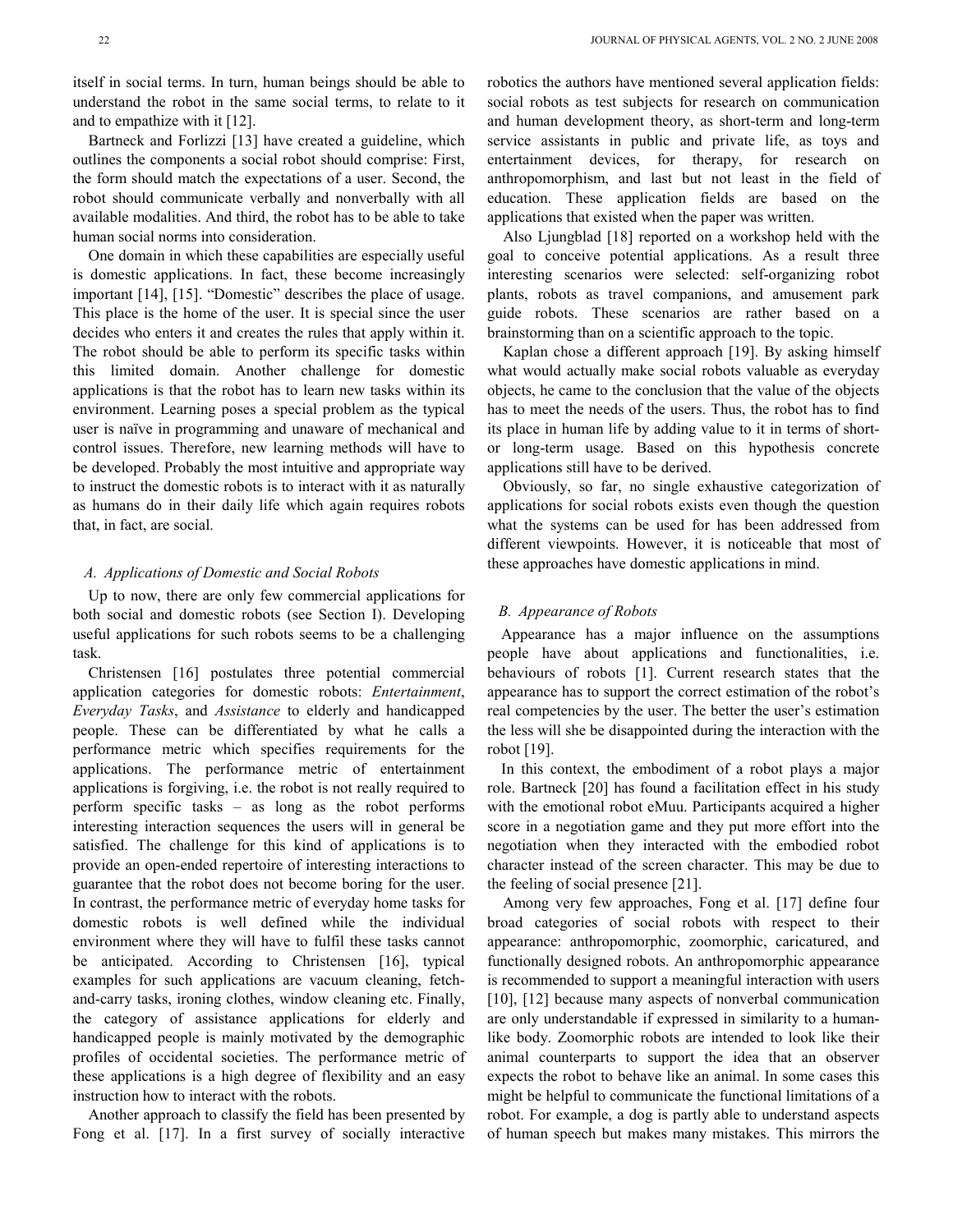itself in social terms. In turn, human beings should be able to understand the robot in the same social terms, to relate to it and to empathize with it [12].

Bartneck and Forlizzi [13] have created a guideline, which outlines the components a social robot should comprise: First, the form should match the expectations of a user. Second, the robot should communicate verbally and nonverbally with all available modalities. And third, the robot has to be able to take human social norms into consideration.

One domain in which these capabilities are especially useful is domestic applications. In fact, these become increasingly important [14], [15]. "Domestic" describes the place of usage. This place is the home of the user. It is special since the user decides who enters it and creates the rules that apply within it. The robot should be able to perform its specific tasks within this limited domain. Another challenge for domestic applications is that the robot has to learn new tasks within its environment. Learning poses a special problem as the typical user is naïve in programming and unaware of mechanical and control issues. Therefore, new learning methods will have to be developed. Probably the most intuitive and appropriate way to instruct the domestic robots is to interact with it as naturally as humans do in their daily life which again requires robots that, in fact, are social.

### A. Applications of Domestic and Social Robots

Up to now, there are only few commercial applications for both social and domestic robots (see Section I). Developing useful applications for such robots seems to be a challenging task.

Christensen [16] postulates three potential commercial application categories for domestic robots: *Entertainment*, *Everyday Tasks*, and *Assistance* to elderly and handicapped people. These can be differentiated by what he calls a performance metric which specifies requirements for the applications. The performance metric of entertainment applications is forgiving, i.e. the robot is not really required to perform specific tasks – as long as the robot performs interesting interaction sequences the users will in general be satisfied. The challenge for this kind of applications is to provide an open-ended repertoire of interesting interactions to guarantee that the robot does not become boring for the user. In contrast, the performance metric of everyday home tasks for domestic robots is well defined while the individual environment where they will have to fulfil these tasks cannot be anticipated. According to Christensen [16], typical examples for such applications are vacuum cleaning, fetch-and-carry tasks, ironing clothes, window cleaning etc. Finally, the category of assistance applications for elderly and handicapped people is mainly motivated by the demographic profiles of occidental societies. The performance metric of these applications is a high degree of flexibility and an easy instruction how to interact with the robots.

Another approach to classify the field has been presented by Fong et al. [17]. In a first survey of socially interactive robotics the authors have mentioned several application fields: social robots as test subjects for research on communication and human development theory, as short-term and long-term service assistants in public and private life, as toys and entertainment devices, for therapy, for research on anthropomorphism, and last but not least in the field of education. These application fields are based on the applications that existed when the paper was written.

Also Ljungblad [18] reported on a workshop held with the goal to conceive potential applications. As a result three interesting scenarios were selected: self-organizing robot plants, robots as travel companions, and amusement park guide robots. These scenarios are rather based on a brainstorming than on a scientific approach to the topic.

Kaplan chose a different approach [19]. By asking himself what would actually make social robots valuable as everyday objects, he came to the conclusion that the value of the objects has to meet the needs of the users. Thus, the robot has to find its place in human life by adding value to it in terms of short- or long-term usage. Based on this hypothesis concrete applications still have to be derived.

Obviously, so far, no single exhaustive categorization of applications for social robots exists even though the question what the systems can be used for has been addressed from different viewpoints. However, it is noticeable that most of these approaches have domestic applications in mind.

### B. Appearance of Robots

Appearance has a major influence on the assumptions people have about applications and functionalities, i.e. behaviours of robots [1]. Current research states that the appearance has to support the correct estimation of the robot's real competencies by the user. The better the user's estimation the less will she be disappointed during the interaction with the robot [19].

In this context, the embodiment of a robot plays a major role. Bartneck [20] has found a facilitation effect in his study with the emotional robot eMuu. Participants acquired a higher score in a negotiation game and they put more effort into the negotiation when they interacted with the embodied robot character instead of the screen character. This may be due to the feeling of social presence [21].

Among very few approaches, Fong et al. [17] define four broad categories of social robots with respect to their appearance: anthropomorphic, zoomorphic, caricatured, and functionally designed robots. An anthropomorphic appearance is recommended to support a meaningful interaction with users [10], [12] because many aspects of nonverbal communication are only understandable if expressed in similarity to a human-like body. Zoomorphic robots are intended to look like their animal counterparts to support the idea that an observer expects the robot to behave like an animal. In some cases this might be helpful to communicate the functional limitations of a robot. For example, a dog is partly able to understand aspects of human speech but makes many mistakes. This mirrors the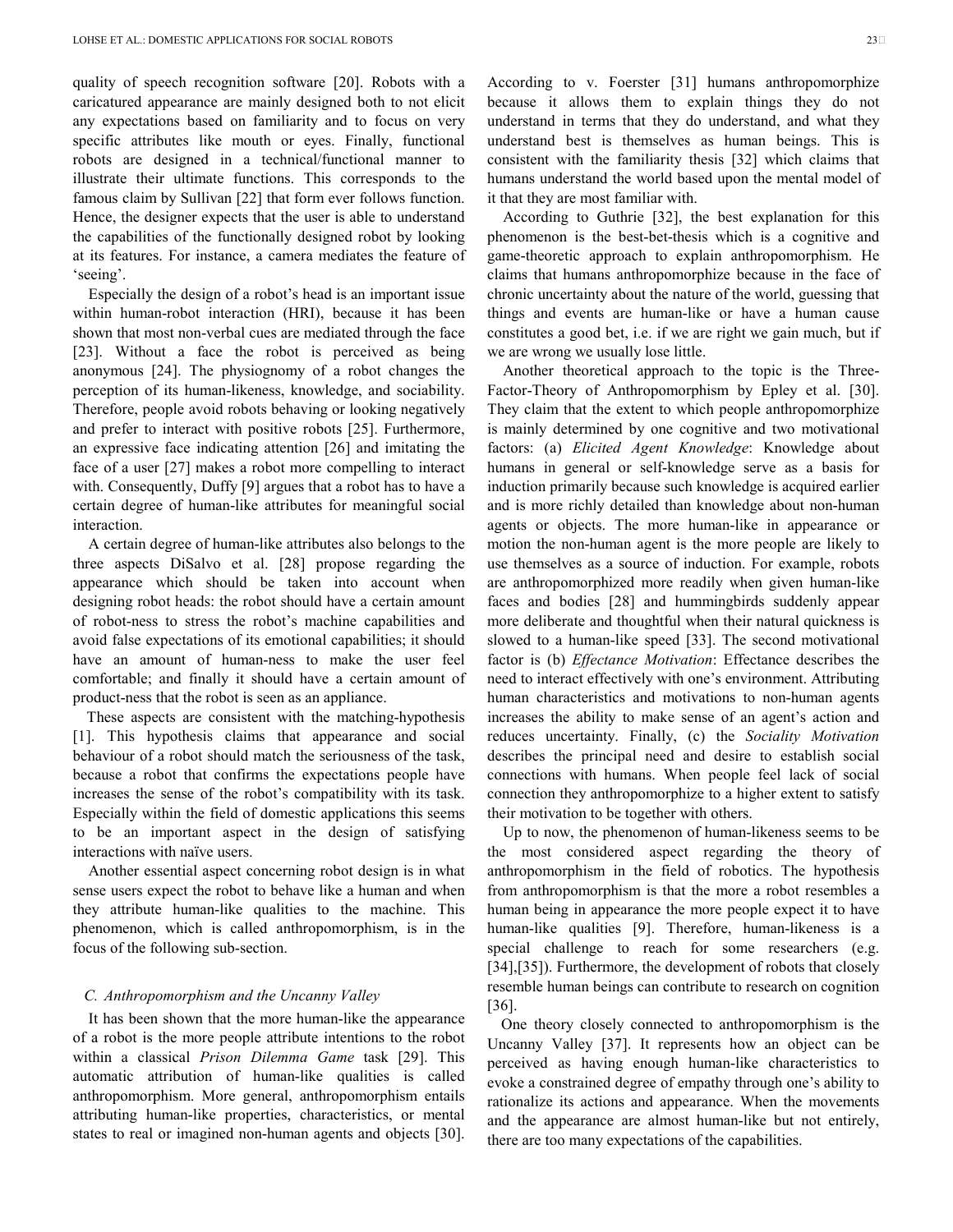quality of speech recognition software [20]. Robots with a caricatured appearance are mainly designed both to not elicit any expectations based on familiarity and to focus on very specific attributes like mouth or eyes. Finally, functional robots are designed in a technical/functional manner to illustrate their ultimate functions. This corresponds to the famous claim by Sullivan [22] that form ever follows function. Hence, the designer expects that the user is able to understand the capabilities of the functionally designed robot by looking at its features. For instance, a camera mediates the feature of 'seeing'.

Especially the design of a robot's head is an important issue within human-robot interaction (HRI), because it has been shown that most non-verbal cues are mediated through the face [23]. Without a face the robot is perceived as being anonymous [24]. The physiognomy of a robot changes the perception of its human-likeness, knowledge, and sociability. Therefore, people avoid robots behaving or looking negatively and prefer to interact with positive robots [25]. Furthermore, an expressive face indicating attention [26] and imitating the face of a user [27] makes a robot more compelling to interact with. Consequently, Duffy [9] argues that a robot has to have a certain degree of human-like attributes for meaningful social interaction.

A certain degree of human-like attributes also belongs to the three aspects DiSalvo et al. [28] propose regarding the appearance which should be taken into account when designing robot heads: the robot should have a certain amount of robot-ness to stress the robot's machine capabilities and avoid false expectations of its emotional capabilities; it should have an amount of human-ness to make the user feel comfortable; and finally it should have a certain amount of product-ness that the robot is seen as an appliance.

These aspects are consistent with the matching-hypothesis [1]. This hypothesis claims that appearance and social behaviour of a robot should match the seriousness of the task, because a robot that confirms the expectations people have increases the sense of the robot's compatibility with its task. Especially within the field of domestic applications this seems to be an important aspect in the design of satisfying interactions with naïve users.

Another essential aspect concerning robot design is in what sense users expect the robot to behave like a human and when they attribute human-like qualities to the machine. This phenomenon, which is called anthropomorphism, is in the focus of the following sub-section.

### C. Anthropomorphism and the Uncanny Valley

It has been shown that the more human-like the appearance of a robot is the more people attribute intentions to the robot within a classical *Prison Dilemma Game* task [29]. This automatic attribution of human-like qualities is called anthropomorphism. More general, anthropomorphism entails attributing human-like properties, characteristics, or mental states to real or imagined non-human agents and objects [30]. According to v. Foerster [31] humans anthropomorphize because it allows them to explain things they do not understand in terms that they do understand, and what they understand best is themselves as human beings. This is consistent with the familiarity thesis [32] which claims that humans understand the world based upon the mental model of it that they are most familiar with.

According to Guthrie [32], the best explanation for this phenomenon is the best-bet-thesis which is a cognitive and game-theoretic approach to explain anthropomorphism. He claims that humans anthropomorphize because in the face of chronic uncertainty about the nature of the world, guessing that things and events are human-like or have a human cause constitutes a good bet, i.e. if we are right we gain much, but if we are wrong we usually lose little.

Another theoretical approach to the topic is the Three-Factor-Theory of Anthropomorphism by Epley et al. [30]. They claim that the extent to which people anthropomorphize is mainly determined by one cognitive and two motivational factors: (a) *Elicited Agent Knowledge*: Knowledge about humans in general or self-knowledge serve as a basis for induction primarily because such knowledge is acquired earlier and is more richly detailed than knowledge about non-human agents or objects. The more human-like in appearance or motion the non-human agent is the more people are likely to use themselves as a source of induction. For example, robots are anthropomorphized more readily when given human-like faces and bodies [28] and hummingbirds suddenly appear more deliberate and thoughtful when their natural quickness is slowed to a human-like speed [33]. The second motivational factor is (b) *Effectance Motivation*: Effectance describes the need to interact effectively with one's environment. Attributing human characteristics and motivations to non-human agents increases the ability to make sense of an agent's action and reduces uncertainty. Finally, (c) the *Sociality Motivation* describes the principal need and desire to establish social connections with humans. When people feel lack of social connection they anthropomorphize to a higher extent to satisfy their motivation to be together with others.

Up to now, the phenomenon of human-likeness seems to be the most considered aspect regarding the theory of anthropomorphism in the field of robotics. The hypothesis from anthropomorphism is that the more a robot resembles a human being in appearance the more people expect it to have human-like qualities [9]. Therefore, human-likeness is a special challenge to reach for some researchers (e.g. [34],[35]). Furthermore, the development of robots that closely resemble human beings can contribute to research on cognition [36].

One theory closely connected to anthropomorphism is the Uncanny Valley [37]. It represents how an object can be perceived as having enough human-like characteristics to evoke a constrained degree of empathy through one's ability to rationalize its actions and appearance. When the movements and the appearance are almost human-like but not entirely, there are too many expectations of the capabilities.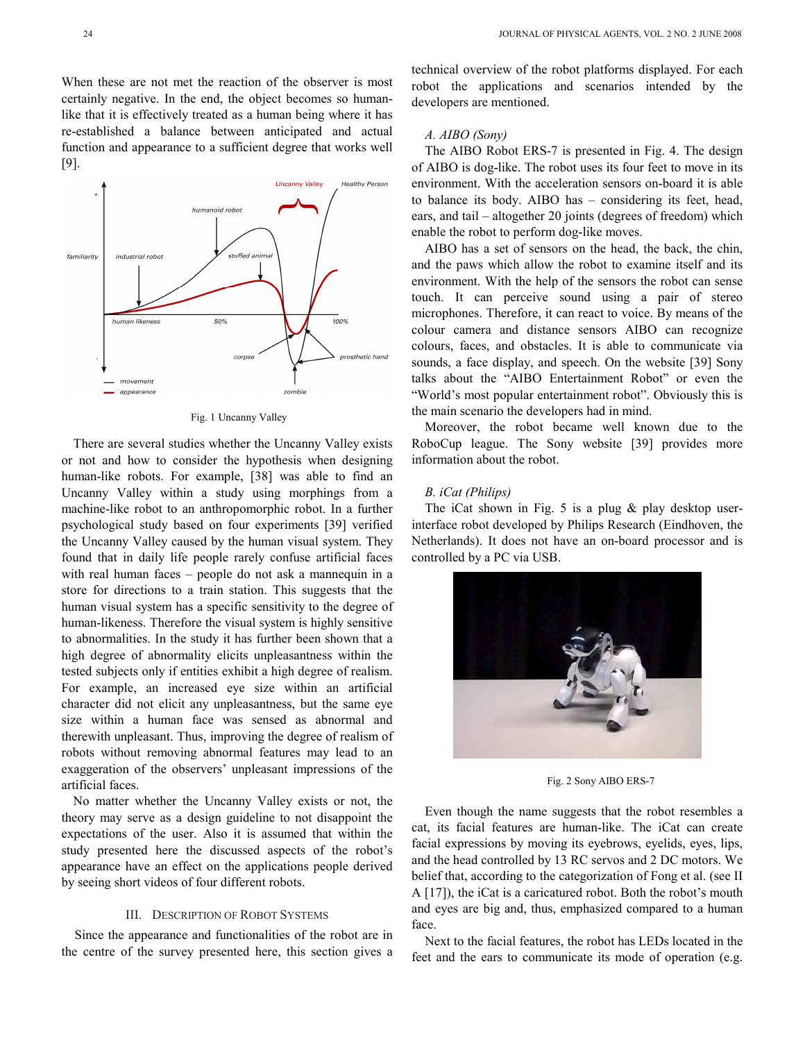When these are not met the reaction of the observer is most certainly negative. In the end, the object becomes so human-like that it is effectively treated as a human being where it has re-established a balance between anticipated and actual function and appearance to a sufficient degree that works well [9].

Fig. 1 Uncanny Valley

There are several studies whether the Uncanny Valley exists or not and how to consider the hypothesis when designing human-like robots. For example, [38] was able to find an Uncanny Valley within a study using morphings from a machine-like robot to an anthropomorphic robot. In a further psychological study based on four experiments [39] verified the Uncanny Valley caused by the human visual system. They found that in daily life people rarely confuse artificial faces with real human faces – people do not ask a mannequin in a store for directions to a train station. This suggests that the human visual system has a specific sensitivity to the degree of human-likeness. Therefore the visual system is highly sensitive to abnormalities. In the study it has further been shown that a high degree of abnormality elicits unpleasantness within the tested subjects only if entities exhibit a high degree of realism. For example, an increased eye size within an artificial character did not elicit any unpleasantness, but the same eye size within a human face was sensed as abnormal and therewith unpleasant. Thus, improving the degree of realism of robots without removing abnormal features may lead to an exaggeration of the observers' unpleasant impressions of the artificial faces.

No matter whether the Uncanny Valley exists or not, the theory may serve as a design guideline to not disappoint the expectations of the user. Also it is assumed that within the study presented here the discussed aspects of the robot's appearance have an effect on the applications people derived by seeing short videos of four different robots.

## III. Description of Robot Systems

Since the appearance and functionalities of the robot are in the centre of the survey presented here, this section gives a technical overview of the robot platforms displayed. For each robot the applications and scenarios intended by the developers are mentioned.

### *A. AIBO (Sony)*

The AIBO Robot ERS-7 is presented in Fig. 4. The design of AIBO is dog-like. The robot uses its four feet to move in its environment. With the acceleration sensors on-board it is able to balance its body. AIBO has – considering its feet, head, ears, and tail – altogether 20 joints (degrees of freedom) which enable the robot to perform dog-like moves.

AIBO has a set of sensors on the head, the back, the chin, and the paws which allow the robot to examine itself and its environment. With the help of the sensors the robot can sense touch. It can perceive sound using a pair of stereo microphones. Therefore, it can react to voice. By means of the colour camera and distance sensors AIBO can recognize colours, faces, and obstacles. It is able to communicate via sounds, a face display, and speech. On the website [39] Sony talks about the "AIBO Entertainment Robot" or even the "World's most popular entertainment robot". Obviously this is the main scenario the developers had in mind.

Moreover, the robot became well known due to the RoboCup league. The Sony website [39] provides more information about the robot.

### *B. iCat (Philips)*

The iCat shown in Fig. 5 is a plug & play desktop user-interface robot developed by Philips Research (Eindhoven, the Netherlands). It does not have an on-board processor and is controlled by a PC via USB.

Fig. 2 Sony AIBO ERS-7

Even though the name suggests that the robot resembles a cat, its facial features are human-like. The iCat can create facial expressions by moving its eyebrows, eyelids, eyes, lips, and the head controlled by 13 RC servos and 2 DC motors. We belief that, according to the categorization of Fong et al. (see II A [17]), the iCat is a caricatured robot. Both the robot's mouth and eyes are big and, thus, emphasized compared to a human face.

Next to the facial features, the robot has LEDs located in the feet and the ears to communicate its mode of operation (e.g.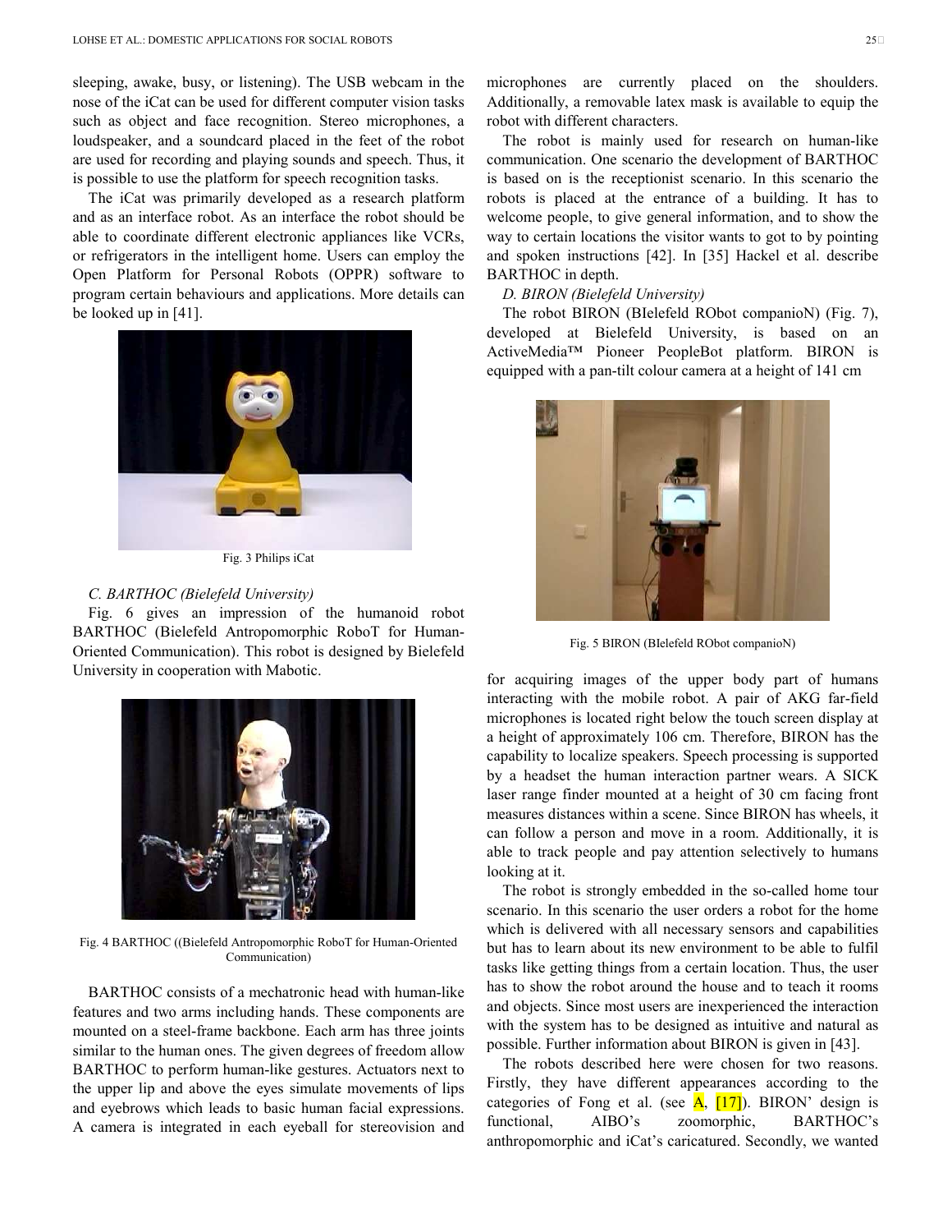sleeping, awake, busy, or listening). The USB webcam in the nose of the iCat can be used for different computer vision tasks such as object and face recognition. Stereo microphones, a loudspeaker, and a soundcard placed in the feet of the robot are used for recording and playing sounds and speech. Thus, it is possible to use the platform for speech recognition tasks.

The iCat was primarily developed as a research platform and as an interface robot. As an interface the robot should be able to coordinate different electronic appliances like VCRs, or refrigerators in the intelligent home. Users can employ the Open Platform for Personal Robots (OPPR) software to program certain behaviours and applications. More details can be looked up in [41].

Fig. 3 Philips iCat

### *C. BARTHOC (Bielefeld University)*

Fig. 6 gives an impression of the humanoid robot BARTHOC (Bielefeld Antropomorphic RoboT for Human-Oriented Communication). This robot is designed by Bielefeld University in cooperation with Mabotic.

Fig. 4 BARTHOC ((Bielefeld Antropomorphic RoboT for Human-Oriented Communication)

BARTHOC consists of a mechatronic head with human-like features and two arms including hands. These components are mounted on a steel-frame backbone. Each arm has three joints similar to the human ones. The given degrees of freedom allow BARTHOC to perform human-like gestures. Actuators next to the upper lip and above the eyes simulate movements of lips and eyebrows which leads to basic human facial expressions. A camera is integrated in each eyeball for stereovision and microphones are currently placed on the shoulders. Additionally, a removable latex mask is available to equip the robot with different characters.

The robot is mainly used for research on human-like communication. One scenario the development of BARTHOC is based on is the receptionist scenario. In this scenario the robots is placed at the entrance of a building. It has to welcome people, to give general information, and to show the way to certain locations the visitor wants to got to by pointing and spoken instructions [42]. In [35] Hackel et al. describe BARTHOC in depth.

### *D. BIRON (Bielefeld University)*

The robot BIRON (BIelefeld RObot companioN) (Fig. 7), developed at Bielefeld University, is based on an ActiveMedia™ Pioneer PeopleBot platform. BIRON is equipped with a pan-tilt colour camera at a height of 141 cm for acquiring images of the upper body part of humans interacting with the mobile robot. A pair of AKG far-field microphones is located right below the touch screen display at a height of approximately 106 cm. Therefore, BIRON has the capability to localize speakers. Speech processing is supported by a headset the human interaction partner wears. A SICK laser range finder mounted at a height of 30 cm facing front measures distances within a scene. Since BIRON has wheels, it can follow a person and move in a room. Additionally, it is able to track people and pay attention selectively to humans looking at it.

Fig. 5 BIRON (BIelefeld RObot companioN)

The robot is strongly embedded in the so-called home tour scenario. In this scenario the user orders a robot for the home which is delivered with all necessary sensors and capabilities but has to learn about its new environment to be able to fulfil tasks like getting things from a certain location. Thus, the user has to show the robot around the house and to teach it rooms and objects. Since most users are inexperienced the interaction with the system has to be designed as intuitive and natural as possible. Further information about BIRON is given in [43].

The robots described here were chosen for two reasons. Firstly, they have different appearances according to the categories of Fong et al. (see A, [17]). BIRON' design is functional, AIBO's zoomorphic, BARTHOC's anthropomorphic and iCat's caricatured. Secondly, we wanted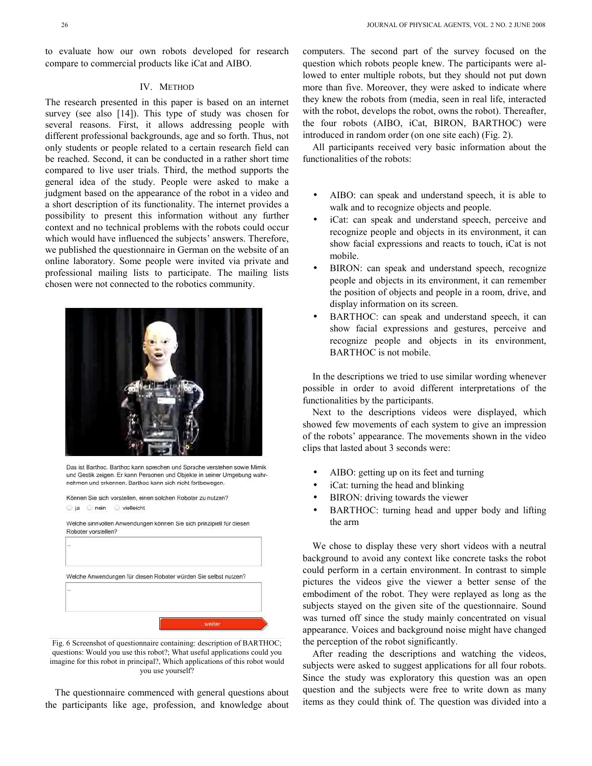to evaluate how our own robots developed for research compare to commercial products like iCat and AIBO.

## IV. Method

The research presented in this paper is based on an internet survey (see also [14]). This type of study was chosen for several reasons. First, it allows addressing people with different professional backgrounds, age and so forth. Thus, not only students or people related to a certain research field can be reached. Second, it can be conducted in a rather short time compared to live user trials. Third, the method supports the general idea of the study. People were asked to make a judgment based on the appearance of the robot in a video and a short description of its functionality. The internet provides a possibility to present this information without any further context and no technical problems with the robots could occur which would have influenced the subjects' answers. Therefore, we published the questionnaire in German on the website of an online laboratory. Some people were invited via private and professional mailing lists to participate. The mailing lists chosen were not connected to the robotics community.

Das ist Barthoc. Barthoc kann sprechen und Sprache verstehen sowie Mimik und Gestik zeigen. Er kann Personen und Objekte in seiner Umgebung wahrnehmen und erkennen. Barthoc kann sich nicht fortbewegen.

Können Sie sich vorstellen, einen solchen Roboter zu nutzen?
ja nein vielleicht

Welche sinnvollen Anwendungen können Sie sich prinzipiell für diesen Roboter vorstellen?

Welche Anwendungen für diesen Roboter würden Sie selbst nutzen?

...weiter

Fig. 6 Screenshot of questionnaire containing: description of BARTHOC; questions: Would you use this robot?; What useful applications could you imagine for this robot in principal?, Which applications of this robot would you use yourself?

The questionnaire commenced with general questions about the participants like age, profession, and knowledge about computers. The second part of the survey focused on the question which robots people knew. The participants were allowed to enter multiple robots, but they should not put down more than five. Moreover, they were asked to indicate where they knew the robots from (media, seen in real life, interacted with the robot, develops the robot, owns the robot). Thereafter, the four robots (AIBO, iCat, BIRON, BARTHOC) were introduced in random order (on one site each) (Fig. 2).

All participants received very basic information about the functionalities of the robots:

- AIBO: can speak and understand speech, it is able to walk and to recognize objects and people.
- iCat: can speak and understand speech, perceive and recognize people and objects in its environment, it can show facial expressions and reacts to touch, iCat is not mobile.
- BIRON: can speak and understand speech, recognize people and objects in its environment, it can remember the position of objects and people in a room, drive, and display information on its screen.
- BARTHOC: can speak and understand speech, it can show facial expressions and gestures, perceive and recognize people and objects in its environment, BARTHOC is not mobile.

In the descriptions we tried to use similar wording whenever possible in order to avoid different interpretations of the functionalities by the participants.

Next to the descriptions videos were displayed, which showed few movements of each system to give an impression of the robots' appearance. The movements shown in the video clips that lasted about 3 seconds were:

- AIBO: getting up on its feet and turning
- iCat: turning the head and blinking
- BIRON: driving towards the viewer
- BARTHOC: turning head and upper body and lifting the arm

We chose to display these very short videos with a neutral background to avoid any context like concrete tasks the robot could perform in a certain environment. In contrast to simple pictures the videos give the viewer a better sense of the embodiment of the robot. They were replayed as long as the subjects stayed on the given site of the questionnaire. Sound was turned off since the study mainly concentrated on visual appearance. Voices and background noise might have changed the perception of the robot significantly.

After reading the descriptions and watching the videos, subjects were asked to suggest applications for all four robots. Since the study was exploratory this question was an open question and the subjects were free to write down as many items as they could think of. The question was divided into a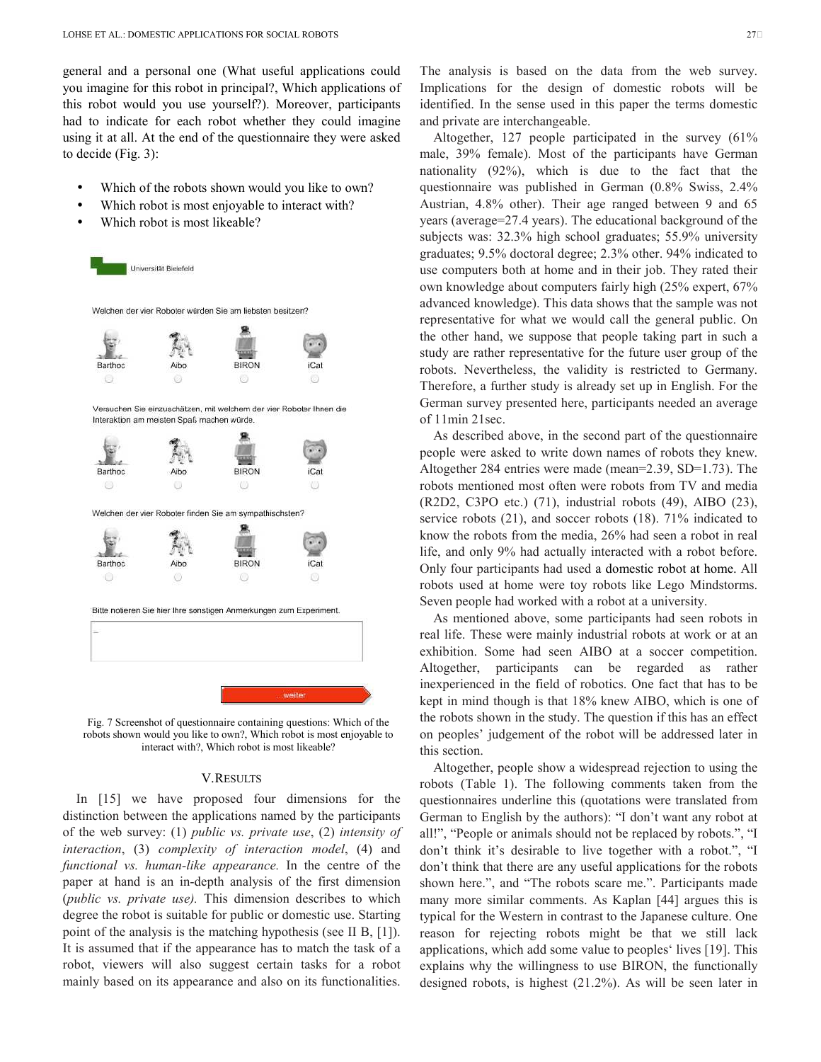general and a personal one (What useful applications could you imagine for this robot in principal?, Which applications of this robot would you use yourself?). Moreover, participants had to indicate for each robot whether they could imagine using it at all. At the end of the questionnaire they were asked to decide (Fig. 3):

- Which of the robots shown would you like to own?
- Which robot is most enjoyable to interact with?
- Which robot is most likeable?

Fig. 7 Screenshot of questionnaire containing questions: Which of the robots shown would you like to own?, Which robot is most enjoyable to interact with?, Which robot is most likeable?

## V. Results

In [15] we have proposed four dimensions for the distinction between the applications named by the participants of the web survey: (1) *public vs. private use*, (2) *intensity of interaction*, (3) *complexity of interaction model*, (4) and *functional vs. human-like appearance.* In the centre of the paper at hand is an in-depth analysis of the first dimension (*public vs. private use).* This dimension describes to which degree the robot is suitable for public or domestic use. Starting point of the analysis is the matching hypothesis (see II B, [1]). It is assumed that if the appearance has to match the task of a robot, viewers will also suggest certain tasks for a robot mainly based on its appearance and also on its functionalities. The analysis is based on the data from the web survey. Implications for the design of domestic robots will be identified. In the sense used in this paper the terms domestic and private are interchangeable.

Altogether, 127 people participated in the survey (61% male, 39% female). Most of the participants have German nationality (92%), which is due to the fact that the questionnaire was published in German (0.8% Swiss, 2.4% Austrian, 4.8% other). Their age ranged between 9 and 65 years (average=27.4 years). The educational background of the subjects was: 32.3% high school graduates; 55.9% university graduates; 9.5% doctoral degree; 2.3% other. 94% indicated to use computers both at home and in their job. They rated their own knowledge about computers fairly high (25% expert, 67% advanced knowledge). This data shows that the sample was not representative for what we would call the general public. On the other hand, we suppose that people taking part in such a study are rather representative for the future user group of the robots. Nevertheless, the validity is restricted to Germany. Therefore, a further study is already set up in English. For the German survey presented here, participants needed an average of 11min 21sec.

As described above, in the second part of the questionnaire people were asked to write down names of robots they knew. Altogether 284 entries were made (mean=2.39, SD=1.73). The robots mentioned most often were robots from TV and media (R2D2, C3PO etc.) (71), industrial robots (49), AIBO (23), service robots (21), and soccer robots (18). 71% indicated to know the robots from the media, 26% had seen a robot in real life, and only 9% had actually interacted with a robot before. Only four participants had used a domestic robot at home. All robots used at home were toy robots like Lego Mindstorms. Seven people had worked with a robot at a university.

As mentioned above, some participants had seen robots in real life. These were mainly industrial robots at work or at an exhibition. Some had seen AIBO at a soccer competition. Altogether, participants can be regarded as rather inexperienced in the field of robotics. One fact that has to be kept in mind though is that 18% knew AIBO, which is one of the robots shown in the study. The question if this has an effect on peoples' judgement of the robot will be addressed later in this section.

Altogether, people show a widespread rejection to using the robots (Table 1). The following comments taken from the questionnaires underline this (quotations were translated from German to English by the authors): "I don't want any robot at all!", "People or animals should not be replaced by robots.", "I don't think it's desirable to live together with a robot.", "I don't think that there are any useful applications for the robots shown here.", and "The robots scare me.". Participants made many more similar comments. As Kaplan [44] argues this is typical for the Western in contrast to the Japanese culture. One reason for rejecting robots might be that we still lack applications, which add some value to peoples' lives [19]. This explains why the willingness to use BIRON, the functionally designed robots, is highest (21.2%). As will be seen later in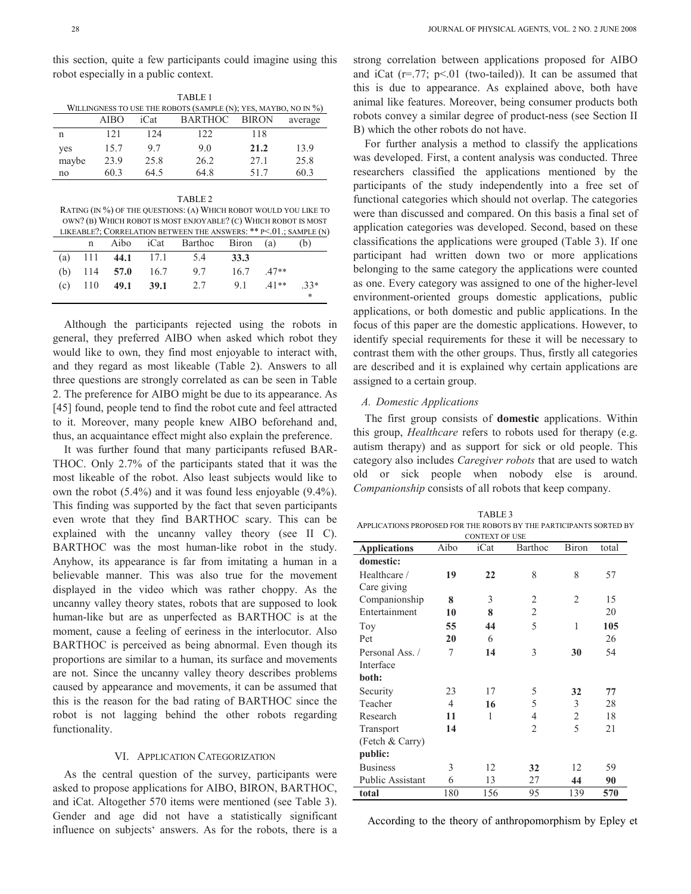this section, quite a few participants could imagine using this robot especially in a public context.

TABLE 1
WILLINGNESS TO USE THE ROBOTS (SAMPLE (N); YES, MAYBO, NO IN %)

| | AIBO | iCat | BARTHOC | BIRON | average |
|---|---|---|---|---|---|
| n | 121 | 124 | 122 | 118 | |
| yes | 15.7 | 9.7 | 9.0 | **21.2** | 13.9 |
| maybe | 23.9 | 25.8 | 26.2 | 27.1 | 25.8 |
| no | 60.3 | 64.5 | 64.8 | 51.7 | 60.3 |

TABLE 2
RATING (IN %) OF THE QUESTIONS: (A) WHICH ROBOT WOULD YOU LIKE TO OWN? (B) WHICH ROBOT IS MOST ENJOYABLE? (C) WHICH ROBOT IS MOST LIKEABLE?; CORRELATION BETWEEN THE ANSWERS: ** P<.01.; SAMPLE (N)

| | n | Aibo | iCat | Barthoc | Biron | (a) | (b) |
|---|---|---|---|---|---|---|---|
| (a) | 111 | **44.1** | 17.1 | 5.4 | **33.3** | | |
| (b) | 114 | **57.0** | 16.7 | 9.7 | 16.7 | .47** | |
| (c) | 110 | **49.1** | **39.1** | 2.7 | 9.1 | .41** | .33** |

Although the participants rejected using the robots in general, they preferred AIBO when asked which robot they would like to own, they find most enjoyable to interact with, and they regard as most likeable (Table 2). Answers to all three questions are strongly correlated as can be seen in Table 2. The preference for AIBO might be due to its appearance. As [45] found, people tend to find the robot cute and feel attracted to it. Moreover, many people knew AIBO beforehand and, thus, an acquaintance effect might also explain the preference.

It was further found that many participants refused BARTHOC. Only 2.7% of the participants stated that it was the most likeable of the robot. Also least subjects would like to own the robot (5.4%) and it was found less enjoyable (9.4%). This finding was supported by the fact that seven participants even wrote that they find BARTHOC scary. This can be explained with the uncanny valley theory (see II C). BARTHOC was the most human-like robot in the study. Anyhow, its appearance is far from imitating a human in a believable manner. This was also true for the movement displayed in the video which was rather choppy. As the uncanny valley theory states, robots that are supposed to look human-like but are as unperfected as BARTHOC is at the moment, cause a feeling of eeriness in the interlocutor. Also BARTHOC is perceived as being abnormal. Even though its proportions are similar to a human, its surface and movements are not. Since the uncanny valley theory describes problems caused by appearance and movements, it can be assumed that this is the reason for the bad rating of BARTHOC since the robot is not lagging behind the other robots regarding functionality.

## VI. APPLICATION CATEGORIZATION

As the central question of the survey, participants were asked to propose applications for AIBO, BIRON, BARTHOC, and iCat. Altogether 570 items were mentioned (see Table 3). Gender and age did not have a statistically significant influence on subjects' answers. As for the robots, there is a strong correlation between applications proposed for AIBO and iCat ($r=.77$; $p<.01$ (two-tailed)). It can be assumed that this is due to appearance. As explained above, both have animal like features. Moreover, being consumer products both robots convey a similar degree of product-ness (see Section II B) which the other robots do not have.

For further analysis a method to classify the applications was developed. First, a content analysis was conducted. Three researchers classified the applications mentioned by the participants of the study independently into a free set of functional categories which should not overlap. The categories were than discussed and compared. On this basis a final set of application categories was developed. Second, based on these classifications the applications were grouped (Table 3). If one participant had written down two or more applications belonging to the same category the applications were counted as one. Every category was assigned to one of the higher-level environment-oriented groups domestic applications, public applications, or both domestic and public applications. In the focus of this paper are the domestic applications. However, to identify special requirements for these it will be necessary to contrast them with the other groups. Thus, firstly all categories are described and it is explained why certain applications are assigned to a certain group.

### A. Domestic Applications

The first group consists of **domestic** applications. Within this group, *Healthcare* refers to robots used for therapy (e.g. autism therapy) and as support for sick or old people. This category also includes *Caregiver robots* that are used to watch old or sick people when nobody else is around. *Companionship* consists of all robots that keep company.

TABLE 3
APPLICATIONS PROPOSED FOR THE ROBOTS BY THE PARTICIPANTS SORTED BY CONTEXT OF USE

| Applications | Aibo | iCat | Barthoc | Biron | total |
|---|---|---|---|---|---|
| **domestic:** | | | | | |
| Healthcare / Care giving | **19** | **22** | 8 | 8 | 57 |
| Companionship | **8** | 3 | 2 | 2 | 15 |
| Entertainment | **10** | **8** | 2 | | 20 |
| Toy | **55** | **44** | 5 | 1 | **105** |
| Pet | **20** | 6 | | | 26 |
| Personal Ass. / Interface | 7 | **14** | 3 | **30** | 54 |
| **both:** | | | | | |
| Security | 23 | 17 | 5 | **32** | **77** |
| Teacher | 4 | **16** | 5 | 3 | 28 |
| Research | **11** | 1 | 4 | 2 | 18 |
| Transport (Fetch & Carry) | **14** | | 2 | 5 | 21 |
| **public:** | | | | | |
| Business | 3 | 12 | **32** | 12 | 59 |
| Public Assistant | 6 | 13 | 27 | **44** | **90** |
| **total** | 180 | 156 | 95 | 139 | **570** |

According to the theory of anthropomorphism by Epley et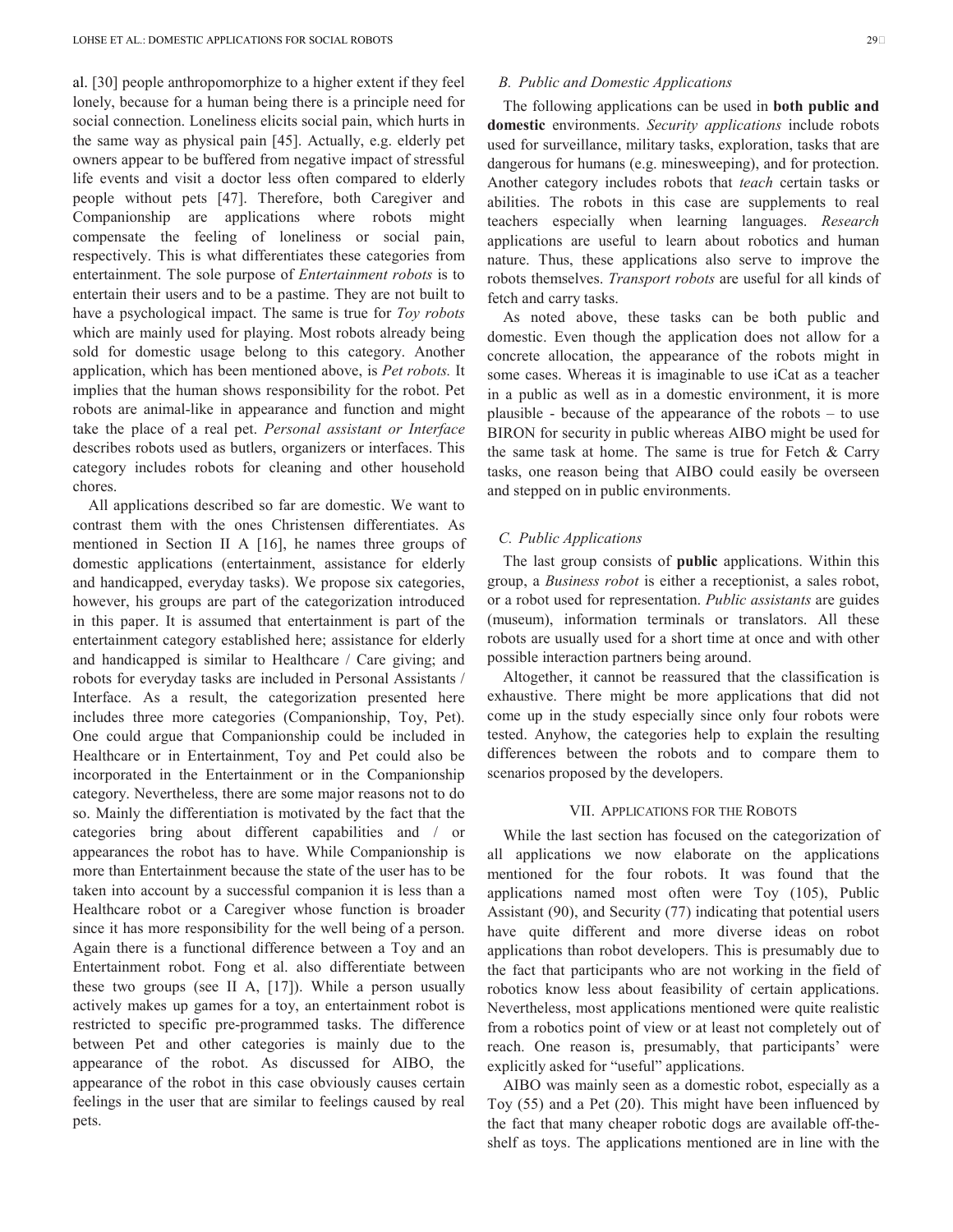al. [30] people anthropomorphize to a higher extent if they feel lonely, because for a human being there is a principle need for social connection. Loneliness elicits social pain, which hurts in the same way as physical pain [45]. Actually, e.g. elderly pet owners appear to be buffered from negative impact of stressful life events and visit a doctor less often compared to elderly people without pets [47]. Therefore, both Caregiver and Companionship are applications where robots might compensate the feeling of loneliness or social pain, respectively. This is what differentiates these categories from entertainment. The sole purpose of *Entertainment robots* is to entertain their users and to be a pastime. They are not built to have a psychological impact. The same is true for *Toy robots* which are mainly used for playing. Most robots already being sold for domestic usage belong to this category. Another application, which has been mentioned above, is *Pet robots.* It implies that the human shows responsibility for the robot. Pet robots are animal-like in appearance and function and might take the place of a real pet. *Personal assistant or Interface* describes robots used as butlers, organizers or interfaces. This category includes robots for cleaning and other household chores.

All applications described so far are domestic. We want to contrast them with the ones Christensen differentiates. As mentioned in Section II A [16], he names three groups of domestic applications (entertainment, assistance for elderly and handicapped, everyday tasks). We propose six categories, however, his groups are part of the categorization introduced in this paper. It is assumed that entertainment is part of the entertainment category established here; assistance for elderly and handicapped is similar to Healthcare / Care giving; and robots for everyday tasks are included in Personal Assistants / Interface. As a result, the categorization presented here includes three more categories (Companionship, Toy, Pet). One could argue that Companionship could be included in Healthcare or in Entertainment, Toy and Pet could also be incorporated in the Entertainment or in the Companionship category. Nevertheless, there are some major reasons not to do so. Mainly the differentiation is motivated by the fact that the categories bring about different capabilities and / or appearances the robot has to have. While Companionship is more than Entertainment because the state of the user has to be taken into account by a successful companion it is less than a Healthcare robot or a Caregiver whose function is broader since it has more responsibility for the well being of a person. Again there is a functional difference between a Toy and an Entertainment robot. Fong et al. also differentiate between these two groups (see II A, [17]). While a person usually actively makes up games for a toy, an entertainment robot is restricted to specific pre-programmed tasks. The difference between Pet and other categories is mainly due to the appearance of the robot. As discussed for AIBO, the appearance of the robot in this case obviously causes certain feelings in the user that are similar to feelings caused by real pets.

### B. Public and Domestic Applications

The following applications can be used in **both public and domestic** environments. *Security applications* include robots used for surveillance, military tasks, exploration, tasks that are dangerous for humans (e.g. minesweeping), and for protection. Another category includes robots that *teach* certain tasks or abilities. The robots in this case are supplements to real teachers especially when learning languages. *Research* applications are useful to learn about robotics and human nature. Thus, these applications also serve to improve the robots themselves. *Transport robots* are useful for all kinds of fetch and carry tasks.

As noted above, these tasks can be both public and domestic. Even though the application does not allow for a concrete allocation, the appearance of the robots might in some cases. Whereas it is imaginable to use iCat as a teacher in a public as well as in a domestic environment, it is more plausible - because of the appearance of the robots – to use BIRON for security in public whereas AIBO might be used for the same task at home. The same is true for Fetch & Carry tasks, one reason being that AIBO could easily be overseen and stepped on in public environments.

### C. Public Applications

The last group consists of **public** applications. Within this group, a *Business robot* is either a receptionist, a sales robot, or a robot used for representation. *Public assistants* are guides (museum), information terminals or translators. All these robots are usually used for a short time at once and with other possible interaction partners being around.

Altogether, it cannot be reassured that the classification is exhaustive. There might be more applications that did not come up in the study especially since only four robots were tested. Anyhow, the categories help to explain the resulting differences between the robots and to compare them to scenarios proposed by the developers.

## VII. Applications for the Robots

While the last section has focused on the categorization of all applications we now elaborate on the applications mentioned for the four robots. It was found that the applications named most often were Toy (105), Public Assistant (90), and Security (77) indicating that potential users have quite different and more diverse ideas on robot applications than robot developers. This is presumably due to the fact that participants who are not working in the field of robotics know less about feasibility of certain applications. Nevertheless, most applications mentioned were quite realistic from a robotics point of view or at least not completely out of reach. One reason is, presumably, that participants' were explicitly asked for "useful" applications.

AIBO was mainly seen as a domestic robot, especially as a Toy (55) and a Pet (20). This might have been influenced by the fact that many cheaper robotic dogs are available off-the-shelf as toys. The applications mentioned are in line with the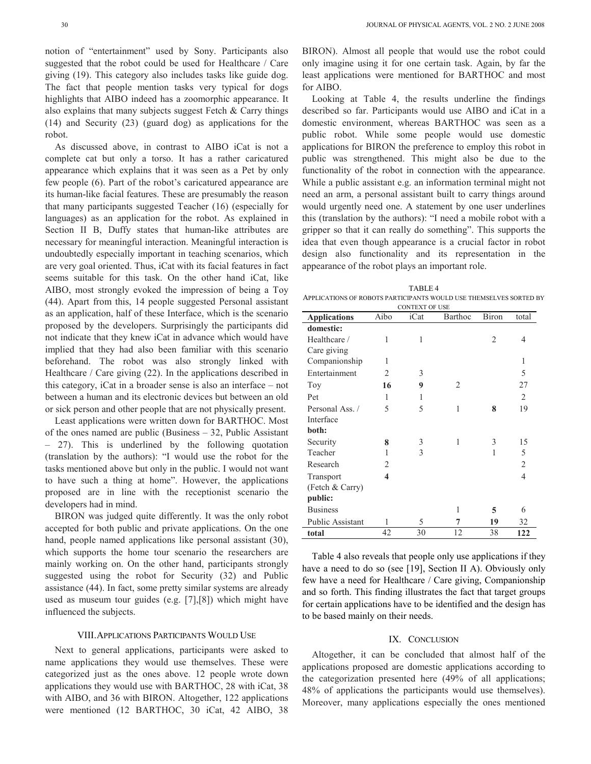notion of "entertainment" used by Sony. Participants also suggested that the robot could be used for Healthcare / Care giving (19). This category also includes tasks like guide dog. The fact that people mention tasks very typical for dogs highlights that AIBO indeed has a zoomorphic appearance. It also explains that many subjects suggest Fetch & Carry things (14) and Security (23) (guard dog) as applications for the robot.

As discussed above, in contrast to AIBO iCat is not a complete cat but only a torso. It has a rather caricatured appearance which explains that it was seen as a Pet by only few people (6). Part of the robot's caricatured appearance are its human-like facial features. These are presumably the reason that many participants suggested Teacher (16) (especially for languages) as an application for the robot. As explained in Section II B, Duffy states that human-like attributes are necessary for meaningful interaction. Meaningful interaction is undoubtedly especially important in teaching scenarios, which are very goal oriented. Thus, iCat with its facial features in fact seems suitable for this task. On the other hand iCat, like AIBO, most strongly evoked the impression of being a Toy (44). Apart from this, 14 people suggested Personal assistant as an application, half of these Interface, which is the scenario proposed by the developers. Surprisingly the participants did not indicate that they knew iCat in advance which would have implied that they had also been familiar with this scenario beforehand. The robot was also strongly linked with Healthcare / Care giving (22). In the applications described in this category, iCat in a broader sense is also an interface – not between a human and its electronic devices but between an old or sick person and other people that are not physically present.

Least applications were written down for BARTHOC. Most of the ones named are public (Business – 32, Public Assistant – 27). This is underlined by the following quotation (translation by the authors): "I would use the robot for the tasks mentioned above but only in the public. I would not want to have such a thing at home". However, the applications proposed are in line with the receptionist scenario the developers had in mind.

BIRON was judged quite differently. It was the only robot accepted for both public and private applications. On the one hand, people named applications like personal assistant (30), which supports the home tour scenario the researchers are mainly working on. On the other hand, participants strongly suggested using the robot for Security (32) and Public assistance (44). In fact, some pretty similar systems are already used as museum tour guides (e.g. [7],[8]) which might have influenced the subjects.

## VIII. Applications Participants Would Use

Next to general applications, participants were asked to name applications they would use themselves. These were categorized just as the ones above. 12 people wrote down applications they would use with BARTHOC, 28 with iCat, 38 with AIBO, and 36 with BIRON. Altogether, 122 applications were mentioned (12 BARTHOC, 30 iCat, 42 AIBO, 38 BIRON). Almost all people that would use the robot could only imagine using it for one certain task. Again, by far the least applications were mentioned for BARTHOC and most for AIBO.

Looking at Table 4, the results underline the findings described so far. Participants would use AIBO and iCat in a domestic environment, whereas BARTHOC was seen as a public robot. While some people would use domestic applications for BIRON the preference to employ this robot in public was strengthened. This might also be due to the functionality of the robot in connection with the appearance. While a public assistant e.g. an information terminal might not need an arm, a personal assistant built to carry things around would urgently need one. A statement by one user underlines this (translation by the authors): "I need a mobile robot with a gripper so that it can really do something". This supports the idea that even though appearance is a crucial factor in robot design also functionality and its representation in the appearance of the robot plays an important role.

TABLE 4
APPLICATIONS OF ROBOTS PARTICIPANTS WOULD USE THEMSELVES SORTED BY CONTEXT OF USE

| Applications | Aibo | iCat | Barthoc | Biron | total |
|---|---|---|---|---|---|
| **domestic:** | | | | | |
| Healthcare / Care giving | 1 | 1 | | 2 | 4 |
| Companionship | 1 | | | | 1 |
| Entertainment | 2 | 3 | | | 5 |
| Toy | **16** | **9** | 2 | | 27 |
| Pet | 1 | 1 | | | 2 |
| Personal Ass. / Interface | 5 | 5 | 1 | **8** | 19 |
| **both:** | | | | | |
| Security | **8** | 3 | 1 | 3 | 15 |
| Teacher | 1 | 3 | | 1 | 5 |
| Research | 2 | | | | 2 |
| Transport (Fetch & Carry) | **4** | | | | 4 |
| **public:** | | | | | |
| Business | | | 1 | **5** | 6 |
| Public Assistant | 1 | 5 | **7** | **19** | 32 |
| **total** | 42 | 30 | 12 | 38 | **122** |

Table 4 also reveals that people only use applications if they have a need to do so (see [19], Section II A). Obviously only few have a need for Healthcare / Care giving, Companionship and so forth. This finding illustrates the fact that target groups for certain applications have to be identified and the design has to be based mainly on their needs.

## IX. Conclusion

Altogether, it can be concluded that almost half of the applications proposed are domestic applications according to the categorization presented here (49% of all applications; 48% of applications the participants would use themselves). Moreover, many applications especially the ones mentioned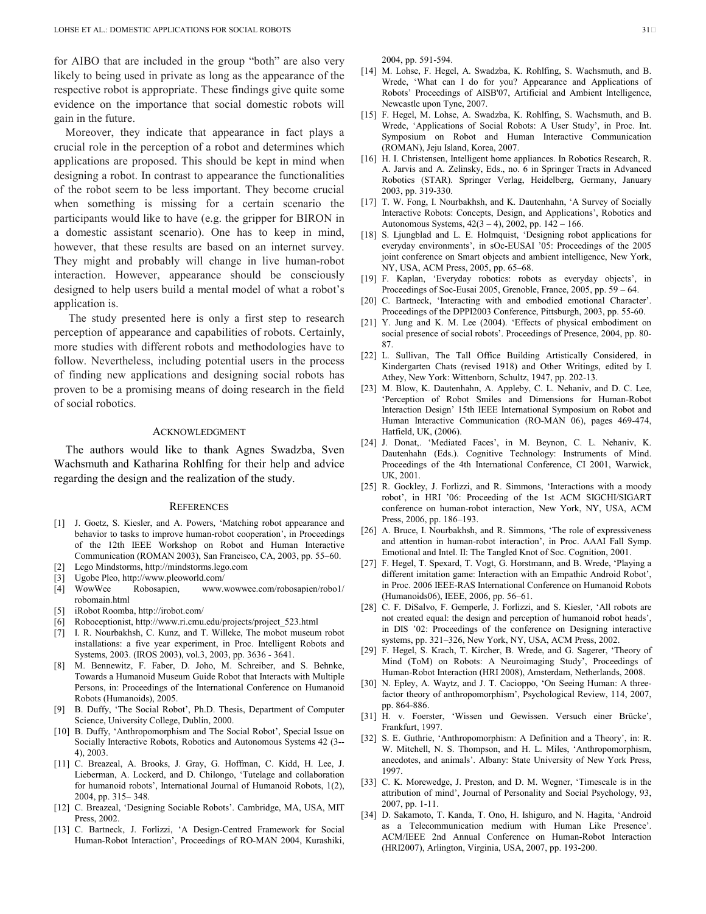for AIBO that are included in the group "both" are also very likely to being used in private as long as the appearance of the respective robot is appropriate. These findings give quite some evidence on the importance that social domestic robots will gain in the future.

Moreover, they indicate that appearance in fact plays a crucial role in the perception of a robot and determines which applications are proposed. This should be kept in mind when designing a robot. In contrast to appearance the functionalities of the robot seem to be less important. They become crucial when something is missing for a certain scenario the participants would like to have (e.g. the gripper for BIRON in a domestic assistant scenario). One has to keep in mind, however, that these results are based on an internet survey. They might and probably will change in live human-robot interaction. However, appearance should be consciously designed to help users build a mental model of what a robot's application is.

The study presented here is only a first step to research perception of appearance and capabilities of robots. Certainly, more studies with different robots and methodologies have to follow. Nevertheless, including potential users in the process of finding new applications and designing social robots has proven to be a promising means of doing research in the field of social robotics.

## Acknowledgment

The authors would like to thank Agnes Swadzba, Sven Wachsmuth and Katharina Rohlfing for their help and advice regarding the design and the realization of the study.

## References

[1] J. Goetz, S. Kiesler, and A. Powers, 'Matching robot appearance and behavior to tasks to improve human-robot cooperation', in Proceedings of the 12th IEEE Workshop on Robot and Human Interactive Communication (ROMAN 2003), San Francisco, CA, 2003, pp. 55–60.

[2] Lego Mindstorms, http://mindstorms.lego.com

[3] Ugobe Pleo, http://www.pleoworld.com/

[4] WowWee Robosapien, www.wowwee.com/robosapien/robo1/robomain.html

[5] iRobot Roomba, http://irobot.com/

[6] Roboceptionist, http://www.ri.cmu.edu/projects/project_523.html

[7] I. R. Nourbakhsh, C. Kunz, and T. Willeke, The mobot museum robot installations: a five year experiment, in Proc. Intelligent Robots and Systems, 2003. (IROS 2003), vol.3, 2003, pp. 3636 - 3641.

[8] M. Bennewitz, F. Faber, D. Joho, M. Schreiber, and S. Behnke, Towards a Humanoid Museum Guide Robot that Interacts with Multiple Persons, in: Proceedings of the International Conference on Humanoid Robots (Humanoids), 2005.

[9] B. Duffy, 'The Social Robot', Ph.D. Thesis, Department of Computer Science, University College, Dublin, 2000.

[10] B. Duffy, 'Anthropomorphism and The Social Robot', Special Issue on Socially Interactive Robots, Robotics and Autonomous Systems 42 (3--4), 2003.

[11] C. Breazeal, A. Brooks, J. Gray, G. Hoffman, C. Kidd, H. Lee, J. Lieberman, A. Lockerd, and D. Chilongo, 'Tutelage and collaboration for humanoid robots', International Journal of Humanoid Robots, 1(2), 2004, pp. 315– 348.

[12] C. Breazeal, 'Designing Sociable Robots'. Cambridge, MA, USA, MIT Press, 2002.

[13] C. Bartneck, J. Forlizzi, 'A Design-Centred Framework for Social Human-Robot Interaction', Proceedings of RO-MAN 2004, Kurashiki, 2004, pp. 591-594.

[14] M. Lohse, F. Hegel, A. Swadzba, K. Rohlfing, S. Wachsmuth, and B. Wrede, 'What can I do for you? Appearance and Applications of Robots' Proceedings of AISB'07, Artificial and Ambient Intelligence, Newcastle upon Tyne, 2007.

[15] F. Hegel, M. Lohse, A. Swadzba, K. Rohlfing, S. Wachsmuth, and B. Wrede, 'Applications of Social Robots: A User Study', in Proc. Int. Symposium on Robot and Human Interactive Communication (ROMAN), Jeju Island, Korea, 2007.

[16] H. I. Christensen, Intelligent home appliances. In Robotics Research, R. A. Jarvis and A. Zelinsky, Eds., no. 6 in Springer Tracts in Advanced Robotics (STAR). Springer Verlag, Heidelberg, Germany, January 2003, pp. 319-330.

[17] T. W. Fong, I. Nourbakhsh, and K. Dautenhahn, 'A Survey of Socially Interactive Robots: Concepts, Design, and Applications', Robotics and Autonomous Systems, 42(3 – 4), 2002, pp. 142 – 166.

[18] S. Ljungblad and L. E. Holmquist, 'Designing robot applications for everyday environments', in sOc-EUSAI '05: Proceedings of the 2005 joint conference on Smart objects and ambient intelligence, New York, NY, USA, ACM Press, 2005, pp. 65–68.

[19] F. Kaplan, 'Everyday robotics: robots as everyday objects', in Proceedings of Soc-Eusai 2005, Grenoble, France, 2005, pp. 59 – 64.

[20] C. Bartneck, 'Interacting with and embodied emotional Character'. Proceedings of the DPPI2003 Conference, Pittsburgh, 2003, pp. 55-60.

[21] Y. Jung and K. M. Lee (2004). 'Effects of physical embodiment on social presence of social robots'. Proceedings of Presence, 2004, pp. 80-87.

[22] L. Sullivan, The Tall Office Building Artistically Considered, in Kindergarten Chats (revised 1918) and Other Writings, edited by I. Athey, New York: Wittenborn, Schultz, 1947, pp. 202-13.

[23] M. Blow, K. Dautenhahn, A. Appleby, C. L. Nehaniv, and D. C. Lee, 'Perception of Robot Smiles and Dimensions for Human-Robot Interaction Design' 15th IEEE International Symposium on Robot and Human Interactive Communication (RO-MAN 06), pages 469-474, Hatfield, UK, (2006).

[24] J. Donat,. 'Mediated Faces', in M. Beynon, C. L. Nehaniv, K. Dautenhahn (Eds.). Cognitive Technology: Instruments of Mind. Proceedings of the 4th International Conference, CI 2001, Warwick, UK, 2001.

[25] R. Gockley, J. Forlizzi, and R. Simmons, 'Interactions with a moody robot', in HRI '06: Proceeding of the 1st ACM SIGCHI/SIGART conference on human-robot interaction, New York, NY, USA, ACM Press, 2006, pp. 186–193.

[26] A. Bruce, I. Nourbakhsh, and R. Simmons, 'The role of expressiveness and attention in human-robot interaction', in Proc. AAAI Fall Symp. Emotional and Intel. II: The Tangled Knot of Soc. Cognition, 2001.

[27] F. Hegel, T. Spexard, T. Vogt, G. Horstmann, and B. Wrede, 'Playing a different imitation game: Interaction with an Empathic Android Robot', in Proc. 2006 IEEE-RAS International Conference on Humanoid Robots (Humanoids06), IEEE, 2006, pp. 56–61.

[28] C. F. DiSalvo, F. Gemperle, J. Forlizzi, and S. Kiesler, 'All robots are not created equal: the design and perception of humanoid robot heads', in DIS '02: Proceedings of the conference on Designing interactive systems, pp. 321–326, New York, NY, USA, ACM Press, 2002.

[29] F. Hegel, S. Krach, T. Kircher, B. Wrede, and G. Sagerer, 'Theory of Mind (ToM) on Robots: A Neuroimaging Study', Proceedings of Human-Robot Interaction (HRI 2008), Amsterdam, Netherlands, 2008.

[30] N. Epley, A. Waytz, and J. T. Cacioppo, 'On Seeing Human: A three-factor theory of anthropomorphism', Psychological Review, 114, 2007, pp. 864-886.

[31] H. v. Foerster, 'Wissen und Gewissen. Versuch einer Brücke', Frankfurt, 1997.

[32] S. E. Guthrie, 'Anthropomorphism: A Definition and a Theory', in: R. W. Mitchell, N. S. Thompson, and H. L. Miles, 'Anthropomorphism, anecdotes, and animals'. Albany: State University of New York Press, 1997.

[33] C. K. Morewedge, J. Preston, and D. M. Wegner, 'Timescale is in the attribution of mind', Journal of Personality and Social Psychology, 93, 2007, pp. 1-11.

[34] D. Sakamoto, T. Kanda, T. Ono, H. Ishiguro, and N. Hagita, 'Android as a Telecommunication medium with Human Like Presence'. ACM/IEEE 2nd Annual Conference on Human-Robot Interaction (HRI2007), Arlington, Virginia, USA, 2007, pp. 193-200.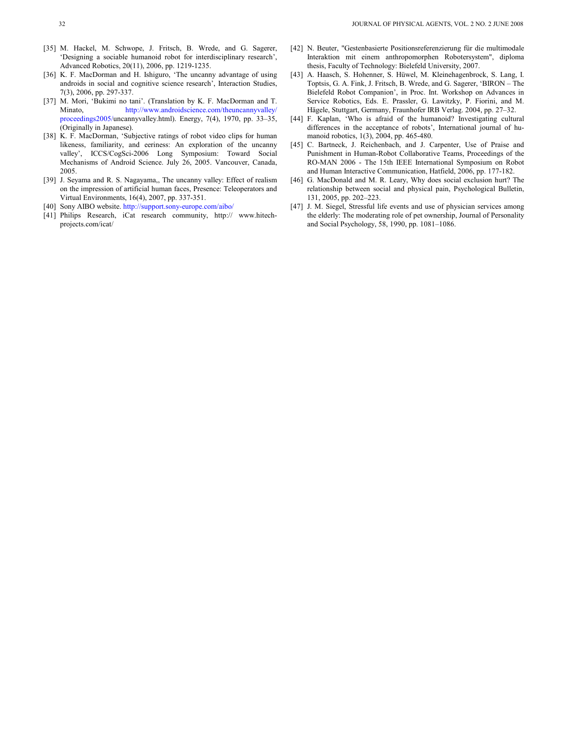[35] M. Hackel, M. Schwope, J. Fritsch, B. Wrede, and G. Sagerer, 'Designing a sociable humanoid robot for interdisciplinary research', Advanced Robotics, 20(11), 2006, pp. 1219-1235.

[36] K. F. MacDorman and H. Ishiguro, 'The uncanny advantage of using androids in social and cognitive science research', Interaction Studies, 7(3), 2006, pp. 297-337.

[37] M. Mori, 'Bukimi no tani'. (Translation by K. F. MacDorman and T. Minato, http://www.androidscience.com/theuncannyvalley/proceedings2005/uncannyvalley.html). Energy, 7(4), 1970, pp. 33–35, (Originally in Japanese).

[38] K. F. MacDorman, 'Subjective ratings of robot video clips for human likeness, familiarity, and eeriness: An exploration of the uncanny valley', ICCS/CogSci-2006 Long Symposium: Toward Social Mechanisms of Android Science. July 26, 2005. Vancouver, Canada, 2005.

[39] J. Seyama and R. S. Nagayama,, The uncanny valley: Effect of realism on the impression of artificial human faces, Presence: Teleoperators and Virtual Environments, 16(4), 2007, pp. 337-351.

[40] Sony AIBO website. http://support.sony-europe.com/aibo/

[41] Philips Research, iCat research community, http:// www.hitech-projects.com/icat/

[42] N. Beuter, "Gestenbasierte Positionsreferenzierung für die multimodale Interaktion mit einem anthropomorphen Robotersystem", diploma thesis, Faculty of Technology: Bielefeld University, 2007.

[43] A. Haasch, S. Hohenner, S. Hüwel, M. Kleinehagenbrock, S. Lang, I. Toptsis, G. A. Fink, J. Fritsch, B. Wrede, and G. Sagerer, 'BIRON – The Bielefeld Robot Companion', in Proc. Int. Workshop on Advances in Service Robotics, Eds. E. Prassler, G. Lawitzky, P. Fiorini, and M. Hägele, Stuttgart, Germany, Fraunhofer IRB Verlag. 2004, pp. 27–32.

[44] F. Kaplan, 'Who is afraid of the humanoid? Investigating cultural differences in the acceptance of robots', International journal of humanoid robotics, 1(3), 2004, pp. 465-480.

[45] C. Bartneck, J. Reichenbach, and J. Carpenter, Use of Praise and Punishment in Human-Robot Collaborative Teams, Proceedings of the RO-MAN 2006 - The 15th IEEE International Symposium on Robot and Human Interactive Communication, Hatfield, 2006, pp. 177-182.

[46] G. MacDonald and M. R. Leary, Why does social exclusion hurt? The relationship between social and physical pain, Psychological Bulletin, 131, 2005, pp. 202–223.

[47] J. M. Siegel, Stressful life events and use of physician services among the elderly: The moderating role of pet ownership, Journal of Personality and Social Psychology, 58, 1990, pp. 1081–1086.